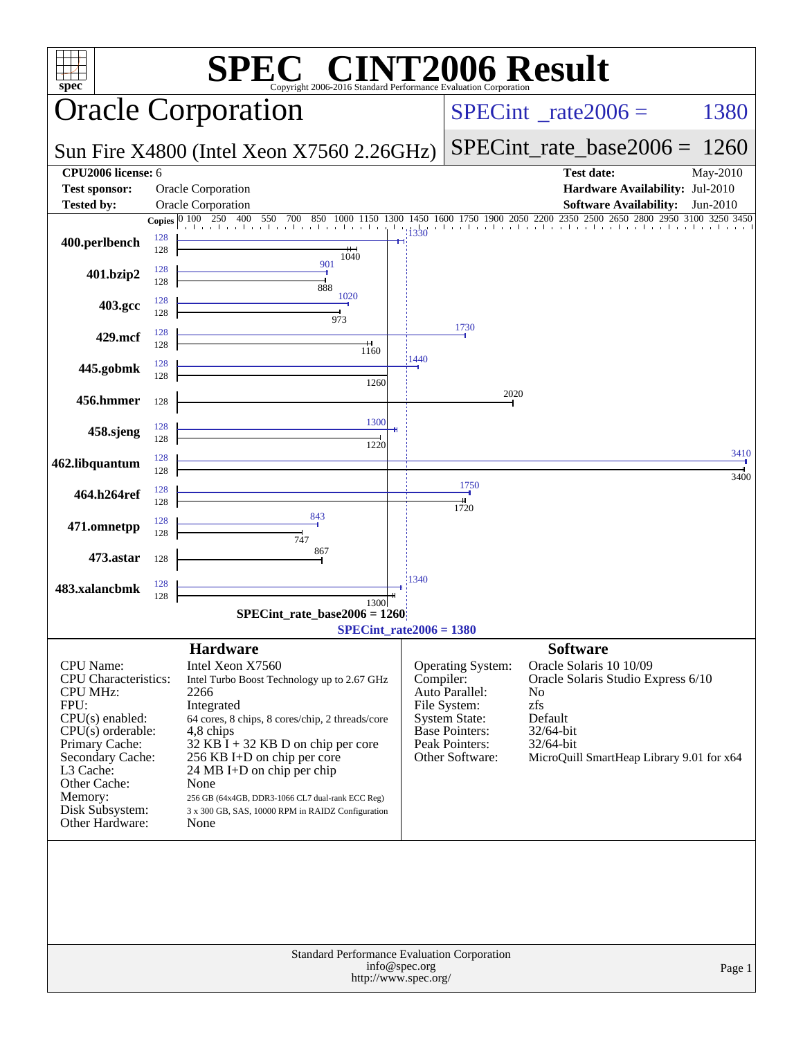# SPEC CINT2006 Result

Copyright 2006-2016 Standard Performance Evaluation Corporation

## Oracle Corporation

**Sun Fire X4800 (Intel Xeon X7560 2.26GHz)**

SPECint_rate2006 = 1380

SPECint_rate_base2006 = 1260

| | | | |
|---|---|---|---|
| **CPU2006 license:** | 6 | **Test date:** | May-2010 |
| **Test sponsor:** | Oracle Corporation | **Hardware Availability:** | Jul-2010 |
| **Tested by:** | Oracle Corporation | **Software Availability:** | Jun-2010 |

| Benchmark | Copies (peak) | Peak | Copies (base) | Base |
|---|---|---|---|---|
| 400.perlbench | 128 | 1330 | 128 | 1040 |
| 401.bzip2 | 128 | 901 | 128 | 888 |
| 403.gcc | 128 | 1020 | 128 | 973 |
| 429.mcf | 128 | 1730 | 128 | 1160 |
| 445.gobmk | 128 | 1440 | 128 | 1260 |
| 456.hmmer | 128 | 2020 | | |
| 458.sjeng | 128 | 1300 | 128 | 1220 |
| 462.libquantum | 128 | 3410 | 128 | 3400 |
| 464.h264ref | 128 | 1750 | 128 | 1720 |
| 471.omnetpp | 128 | 843 | 128 | 747 |
| 473.astar | 128 | 867 | | |
| 483.xalancbmk | 128 | 1340 | 128 | 1300 |

SPECint_rate_base2006 = 1260

SPECint_rate2006 = 1380

## Hardware

| | |
|---|---|
| CPU Name: | Intel Xeon X7560 |
| CPU Characteristics: | Intel Turbo Boost Technology up to 2.67 GHz |
| CPU MHz: | 2266 |
| FPU: | Integrated |
| CPU(s) enabled: | 64 cores, 8 chips, 8 cores/chip, 2 threads/core |
| CPU(s) orderable: | 4,8 chips |
| Primary Cache: | 32 KB I + 32 KB D on chip per core |
| Secondary Cache: | 256 KB I+D on chip per core |
| L3 Cache: | 24 MB I+D on chip per chip |
| Other Cache: | None |
| Memory: | 256 GB (64x4GB, DDR3-1066 CL7 dual-rank ECC Reg) |
| Disk Subsystem: | 3 x 300 GB, SAS, 10000 RPM in RAIDZ Configuration |
| Other Hardware: | None |

## Software

| | |
|---|---|
| Operating System: | Oracle Solaris 10 10/09 |
| Compiler: | Oracle Solaris Studio Express 6/10 |
| Auto Parallel: | No |
| File System: | zfs |
| System State: | Default |
| Base Pointers: | 32/64-bit |
| Peak Pointers: | 32/64-bit |
| Other Software: | MicroQuill SmartHeap Library 9.01 for x64 |

Standard Performance Evaluation Corporation
info@spec.org
http://www.spec.org/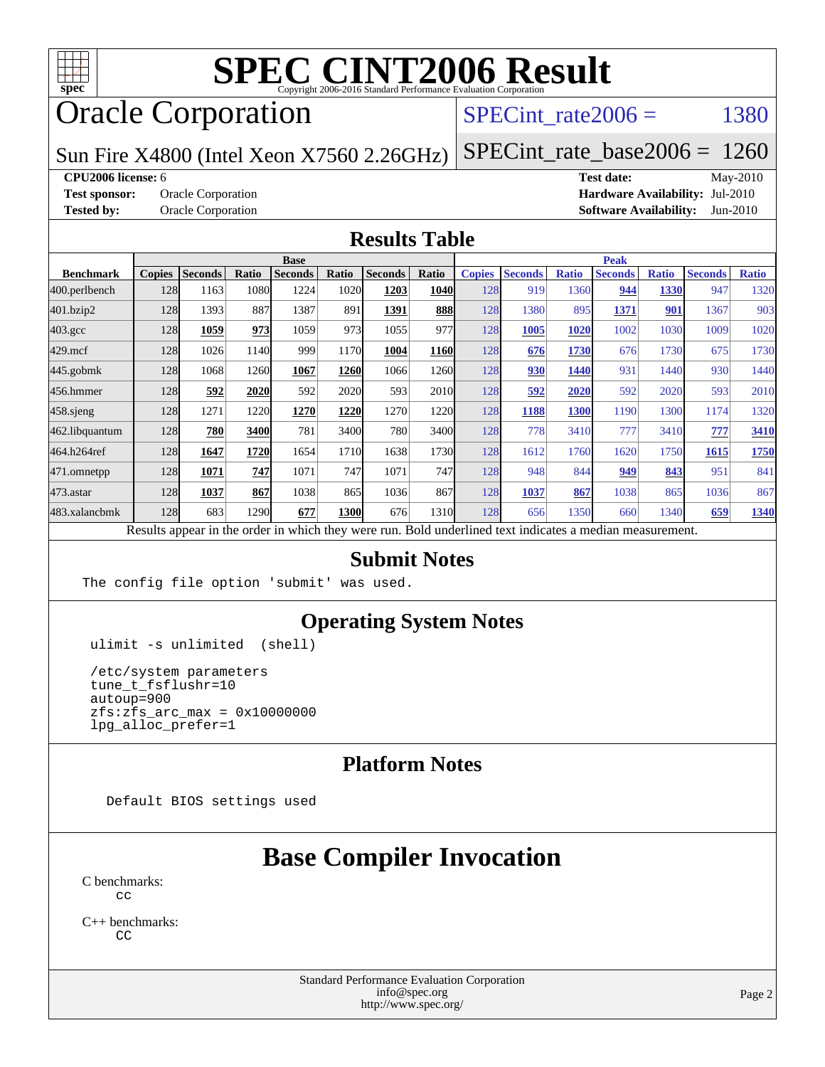# SPEC CINT2006 Result

Copyright 2006-2016 Standard Performance Evaluation Corporation

## Oracle Corporation

Sun Fire X4800 (Intel Xeon X7560 2.26GHz)

SPECint_rate2006 = 1380

SPECint_rate_base2006 = 1260

| | | | |
|---|---|---|---|
| **CPU2006 license:** 6 | | **Test date:** | May-2010 |
| **Test sponsor:** | Oracle Corporation | **Hardware Availability:** | Jul-2010 |
| **Tested by:** | Oracle Corporation | **Software Availability:** | Jun-2010 |

## Results Table

| | Base | | | | | | | Peak | | | | | | |
|---|---|---|---|---|---|---|---|---|---|---|---|---|---|---|
| **Benchmark** | **Copies** | **Seconds** | **Ratio** | **Seconds** | **Ratio** | **Seconds** | **Ratio** | **Copies** | **Seconds** | **Ratio** | **Seconds** | **Ratio** | **Seconds** | **Ratio** |
| 400.perlbench | 128 | 1163 | 1080 | 1224 | 1020 | **1203** | **1040** | 128 | 919 | 1360 | **944** | **1330** | 947 | 1320 |
| 401.bzip2 | 128 | 1393 | 887 | 1387 | 891 | **1391** | **888** | 128 | 1380 | 895 | **1371** | **901** | 1367 | 903 |
| 403.gcc | 128 | **1059** | **973** | 1059 | 973 | 1055 | 977 | 128 | **1005** | **1020** | 1002 | 1030 | 1009 | 1020 |
| 429.mcf | 128 | 1026 | 1140 | 999 | 1170 | **1004** | **1160** | 128 | **676** | **1730** | 676 | 1730 | 675 | 1730 |
| 445.gobmk | 128 | 1068 | 1260 | **1067** | **1260** | 1066 | 1260 | 128 | **930** | **1440** | 931 | 1440 | 930 | 1440 |
| 456.hmmer | 128 | **592** | **2020** | 592 | 2020 | 593 | 2010 | 128 | **592** | **2020** | 592 | 2020 | 593 | 2010 |
| 458.sjeng | 128 | 1271 | 1220 | **1270** | **1220** | 1270 | 1220 | 128 | **1188** | **1300** | 1190 | 1300 | 1174 | 1320 |
| 462.libquantum | 128 | **780** | **3400** | 781 | 3400 | 780 | 3400 | 128 | 778 | 3410 | 777 | 3410 | **777** | **3410** |
| 464.h264ref | 128 | **1647** | **1720** | 1654 | 1710 | 1638 | 1730 | 128 | 1612 | 1760 | 1620 | 1750 | **1615** | **1750** |
| 471.omnetpp | 128 | **1071** | **747** | 1071 | 747 | 1071 | 747 | 128 | 948 | 844 | **949** | **843** | 951 | 841 |
| 473.astar | 128 | **1037** | **867** | 1038 | 865 | 1036 | 867 | 128 | **1037** | **867** | 1038 | 865 | 1036 | 867 |
| 483.xalancbmk | 128 | 683 | 1290 | **677** | **1300** | 676 | 1310 | 128 | 656 | 1350 | 660 | 1340 | **659** | **1340** |

Results appear in the order in which they were run. Bold underlined text indicates a median measurement.

## Submit Notes

```
The config file option 'submit' was used.
```

## Operating System Notes

```
ulimit -s unlimited  (shell)

/etc/system parameters
tune_t_fsflushr=10
autoup=900
zfs:zfs_arc_max = 0x10000000
lpg_alloc_prefer=1
```

## Platform Notes

```
Default BIOS settings used
```

## Base Compiler Invocation

C benchmarks:
```
cc
```

C++ benchmarks:
```
CC
```

Standard Performance Evaluation Corporation
info@spec.org
http://www.spec.org/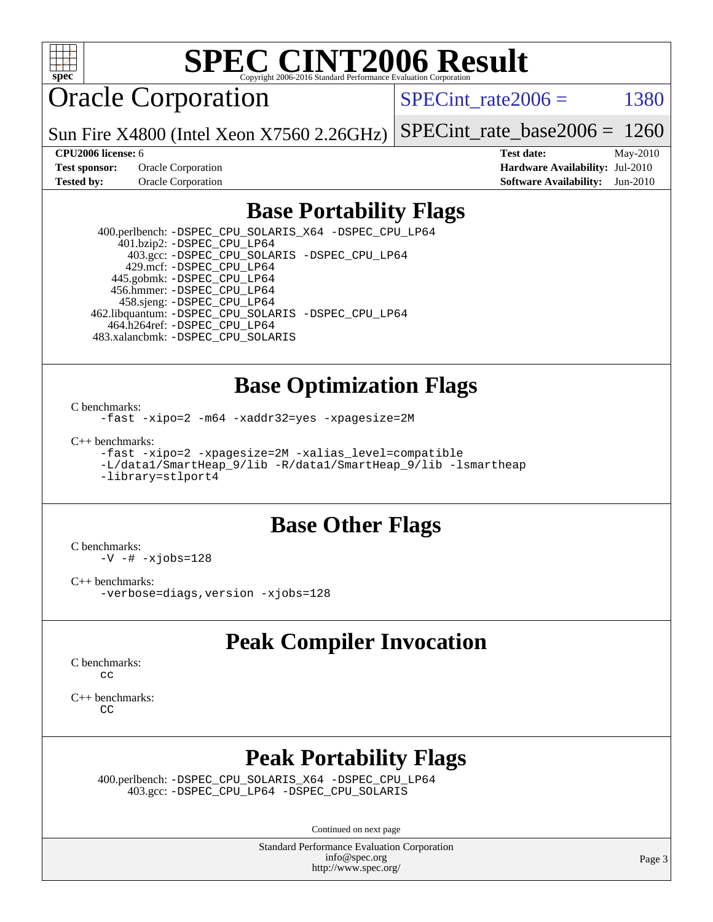# SPEC CINT2006 Result

## Oracle Corporation

Sun Fire X4800 (Intel Xeon X7560 2.26GHz)

SPECint_rate2006 = 1380

SPECint_rate_base2006 = 1260

| | | | |
|---|---|---|---|
| **CPU2006 license:** | 6 | **Test date:** | May-2010 |
| **Test sponsor:** | Oracle Corporation | **Hardware Availability:** | Jul-2010 |
| **Tested by:** | Oracle Corporation | **Software Availability:** | Jun-2010 |

## Base Portability Flags

400.perlbench: -DSPEC_CPU_SOLARIS_X64 -DSPEC_CPU_LP64
401.bzip2: -DSPEC_CPU_LP64
403.gcc: -DSPEC_CPU_SOLARIS -DSPEC_CPU_LP64
429.mcf: -DSPEC_CPU_LP64
445.gobmk: -DSPEC_CPU_LP64
456.hmmer: -DSPEC_CPU_LP64
458.sjeng: -DSPEC_CPU_LP64
462.libquantum: -DSPEC_CPU_SOLARIS -DSPEC_CPU_LP64
464.h264ref: -DSPEC_CPU_LP64
483.xalancbmk: -DSPEC_CPU_SOLARIS

## Base Optimization Flags

C benchmarks:
-fast -xipo=2 -m64 -xaddr32=yes -xpagesize=2M

C++ benchmarks:
-fast -xipo=2 -xpagesize=2M -xalias_level=compatible
-L/data1/SmartHeap_9/lib -R/data1/SmartHeap_9/lib -lsmartheap
-library=stlport4

## Base Other Flags

C benchmarks:
-V -# -xjobs=128

C++ benchmarks:
-verbose=diags,version -xjobs=128

## Peak Compiler Invocation

C benchmarks:
cc

C++ benchmarks:
CC

## Peak Portability Flags

400.perlbench: -DSPEC_CPU_SOLARIS_X64 -DSPEC_CPU_LP64
403.gcc: -DSPEC_CPU_LP64 -DSPEC_CPU_SOLARIS

Continued on next page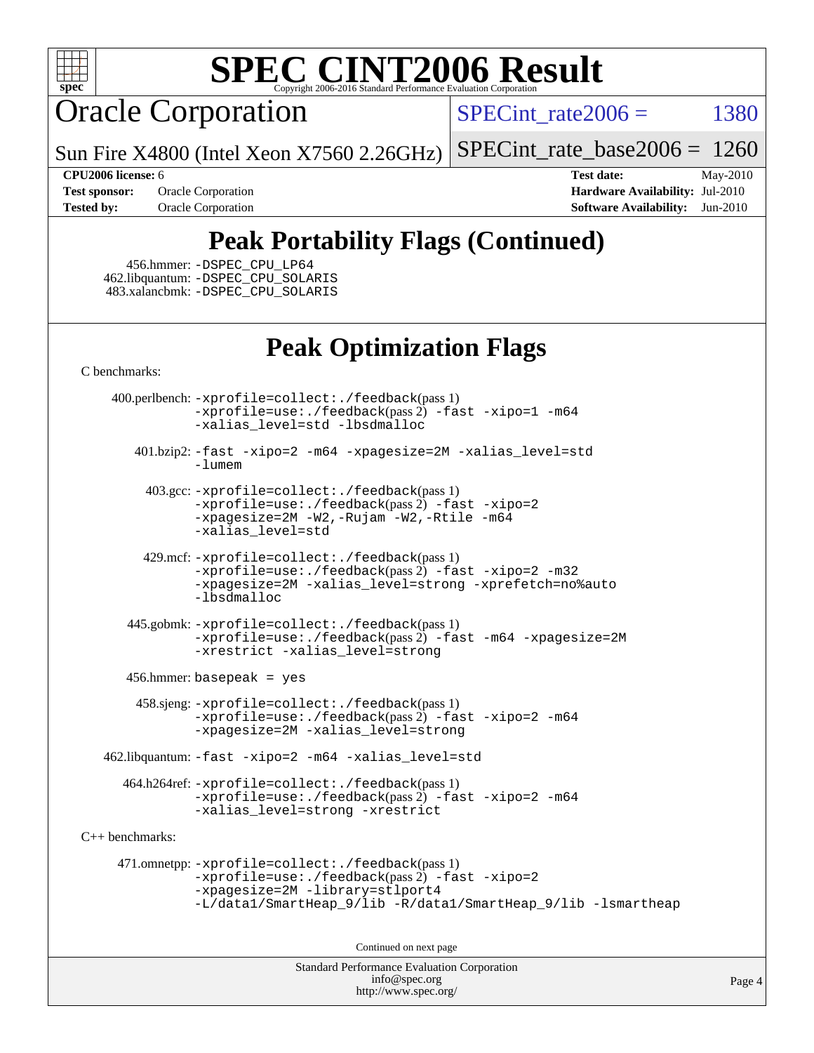# Peak Portability Flags (Continued)

456.hmmer: -DSPEC_CPU_LP64
462.libquantum: -DSPEC_CPU_SOLARIS
483.xalancbmk: -DSPEC_CPU_SOLARIS

# Peak Optimization Flags

C benchmarks:

400.perlbench: -xprofile=collect:./feedback(pass 1) -xprofile=use:./feedback(pass 2) -fast -xipo=1 -m64 -xalias_level=std -lbsdmalloc

401.bzip2: -fast -xipo=2 -m64 -xpagesize=2M -xalias_level=std -lumem

403.gcc: -xprofile=collect:./feedback(pass 1) -xprofile=use:./feedback(pass 2) -fast -xipo=2 -xpagesize=2M -W2,-Rujam -W2,-Rtile -m64 -xalias_level=std

429.mcf: -xprofile=collect:./feedback(pass 1) -xprofile=use:./feedback(pass 2) -fast -xipo=2 -m32 -xpagesize=2M -xalias_level=strong -xprefetch=no%auto -lbsdmalloc

445.gobmk: -xprofile=collect:./feedback(pass 1) -xprofile=use:./feedback(pass 2) -fast -m64 -xpagesize=2M -xrestrict -xalias_level=strong

456.hmmer: basepeak = yes

458.sjeng: -xprofile=collect:./feedback(pass 1) -xprofile=use:./feedback(pass 2) -fast -xipo=2 -m64 -xpagesize=2M -xalias_level=strong

462.libquantum: -fast -xipo=2 -m64 -xalias_level=std

464.h264ref: -xprofile=collect:./feedback(pass 1) -xprofile=use:./feedback(pass 2) -fast -xipo=2 -m64 -xalias_level=strong -xrestrict

C++ benchmarks:

471.omnetpp: -xprofile=collect:./feedback(pass 1) -xprofile=use:./feedback(pass 2) -fast -xipo=2 -xpagesize=2M -library=stlport4 -L/data1/SmartHeap_9/lib -R/data1/SmartHeap_9/lib -lsmartheap

Continued on next page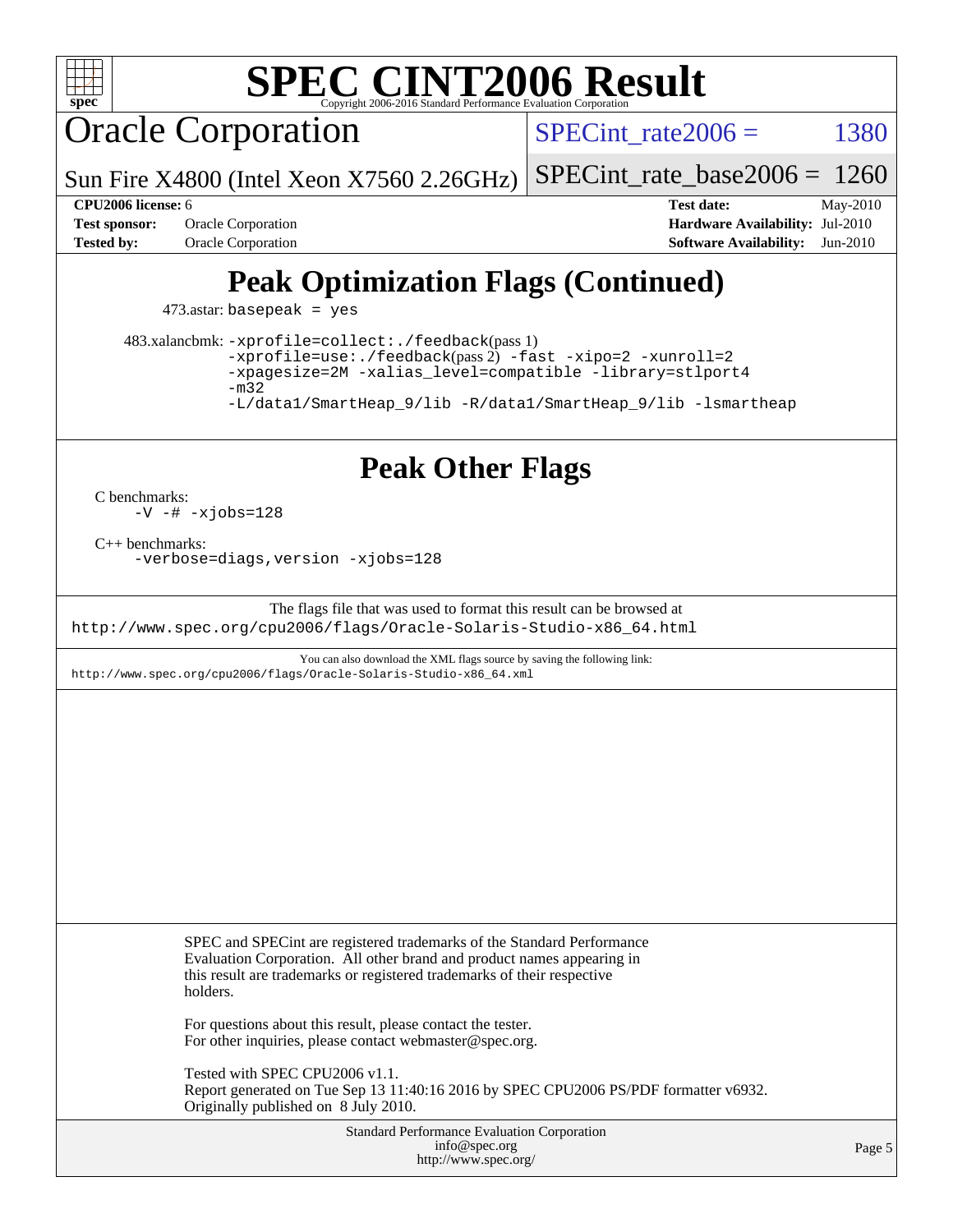# Peak Optimization Flags (Continued)

473.astar: basepeak = yes

483.xalancbmk: -xprofile=collect:./feedback(pass 1)
-xprofile=use:./feedback(pass 2) -fast -xipo=2 -xunroll=2
-xpagesize=2M -xalias_level=compatible -library=stlport4
-m32
-L/data1/SmartHeap_9/lib -R/data1/SmartHeap_9/lib -lsmartheap

# Peak Other Flags

C benchmarks:
-V -# -xjobs=128

C++ benchmarks:
-verbose=diags,version -xjobs=128

The flags file that was used to format this result can be browsed at
http://www.spec.org/cpu2006/flags/Oracle-Solaris-Studio-x86_64.html

You can also download the XML flags source by saving the following link:
http://www.spec.org/cpu2006/flags/Oracle-Solaris-Studio-x86_64.xml

SPEC and SPECint are registered trademarks of the Standard Performance Evaluation Corporation. All other brand and product names appearing in this result are trademarks or registered trademarks of their respective holders.

For questions about this result, please contact the tester.
For other inquiries, please contact webmaster@spec.org.

Tested with SPEC CPU2006 v1.1.
Report generated on Tue Sep 13 11:40:16 2016 by SPEC CPU2006 PS/PDF formatter v6932.
Originally published on 8 July 2010.